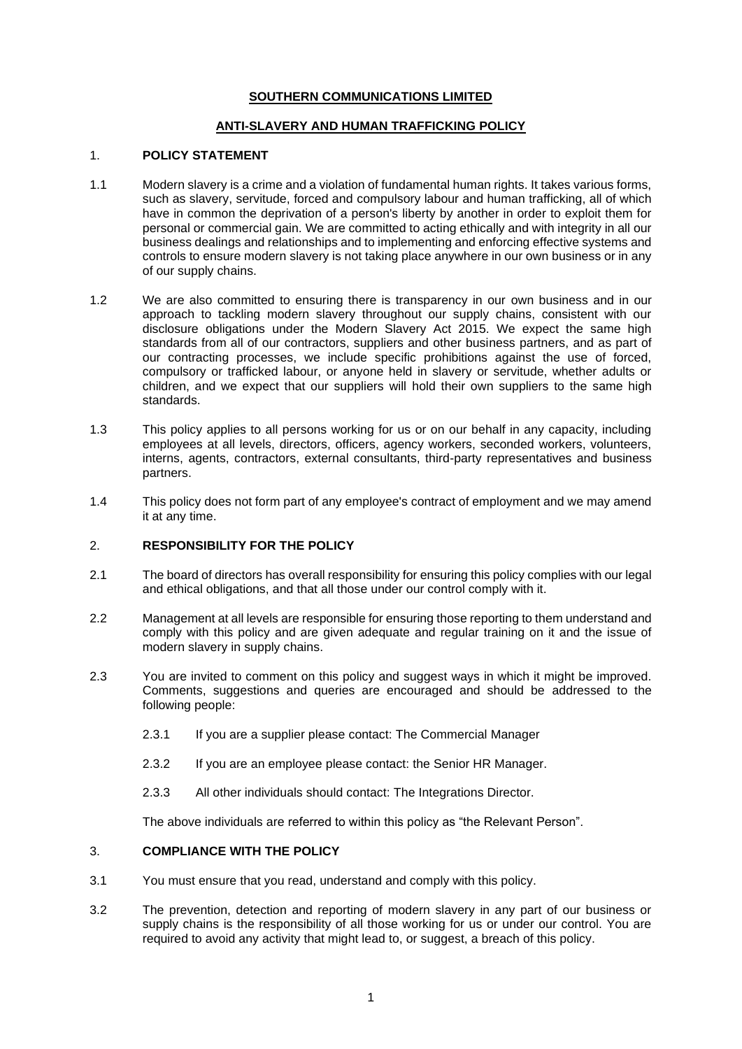# SOUTHERN COMMUNICATIONS LIMITED

## ANTI-SLAVERY AND HUMAN TRAFFICKING POLICY

### 1. POLICY STATEMENT

1.1 Modern slavery is a crime and a violation of fundamental human rights. It takes various forms, such as slavery, servitude, forced and compulsory labour and human trafficking, all of which have in common the deprivation of a person's liberty by another in order to exploit them for personal or commercial gain. We are committed to acting ethically and with integrity in all our business dealings and relationships and to implementing and enforcing effective systems and controls to ensure modern slavery is not taking place anywhere in our own business or in any of our supply chains.

1.2 We are also committed to ensuring there is transparency in our own business and in our approach to tackling modern slavery throughout our supply chains, consistent with our disclosure obligations under the Modern Slavery Act 2015. We expect the same high standards from all of our contractors, suppliers and other business partners, and as part of our contracting processes, we include specific prohibitions against the use of forced, compulsory or trafficked labour, or anyone held in slavery or servitude, whether adults or children, and we expect that our suppliers will hold their own suppliers to the same high standards.

1.3 This policy applies to all persons working for us or on our behalf in any capacity, including employees at all levels, directors, officers, agency workers, seconded workers, volunteers, interns, agents, contractors, external consultants, third-party representatives and business partners.

1.4 This policy does not form part of any employee's contract of employment and we may amend it at any time.

### 2. RESPONSIBILITY FOR THE POLICY

2.1 The board of directors has overall responsibility for ensuring this policy complies with our legal and ethical obligations, and that all those under our control comply with it.

2.2 Management at all levels are responsible for ensuring those reporting to them understand and comply with this policy and are given adequate and regular training on it and the issue of modern slavery in supply chains.

2.3 You are invited to comment on this policy and suggest ways in which it might be improved. Comments, suggestions and queries are encouraged and should be addressed to the following people:

2.3.1 If you are a supplier please contact: The Commercial Manager

2.3.2 If you are an employee please contact: the Senior HR Manager.

2.3.3 All other individuals should contact: The Integrations Director.

The above individuals are referred to within this policy as "the Relevant Person".

### 3. COMPLIANCE WITH THE POLICY

3.1 You must ensure that you read, understand and comply with this policy.

3.2 The prevention, detection and reporting of modern slavery in any part of our business or supply chains is the responsibility of all those working for us or under our control. You are required to avoid any activity that might lead to, or suggest, a breach of this policy.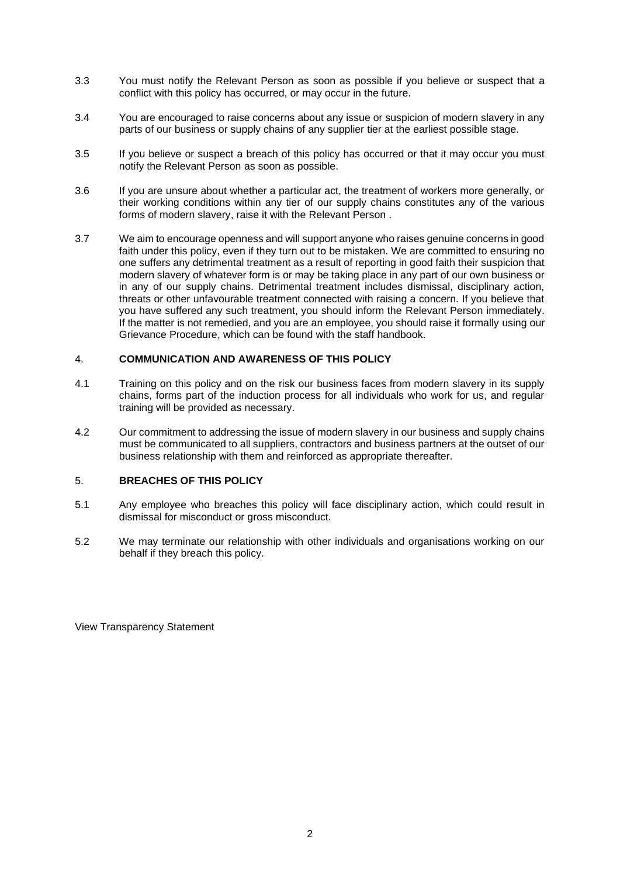3.3 You must notify the Relevant Person as soon as possible if you believe or suspect that a conflict with this policy has occurred, or may occur in the future.

3.4 You are encouraged to raise concerns about any issue or suspicion of modern slavery in any parts of our business or supply chains of any supplier tier at the earliest possible stage.

3.5 If you believe or suspect a breach of this policy has occurred or that it may occur you must notify the Relevant Person as soon as possible.

3.6 If you are unsure about whether a particular act, the treatment of workers more generally, or their working conditions within any tier of our supply chains constitutes any of the various forms of modern slavery, raise it with the Relevant Person .

3.7 We aim to encourage openness and will support anyone who raises genuine concerns in good faith under this policy, even if they turn out to be mistaken. We are committed to ensuring no one suffers any detrimental treatment as a result of reporting in good faith their suspicion that modern slavery of whatever form is or may be taking place in any part of our own business or in any of our supply chains. Detrimental treatment includes dismissal, disciplinary action, threats or other unfavourable treatment connected with raising a concern. If you believe that you have suffered any such treatment, you should inform the Relevant Person immediately. If the matter is not remedied, and you are an employee, you should raise it formally using our Grievance Procedure, which can be found with the staff handbook.

## 4. COMMUNICATION AND AWARENESS OF THIS POLICY

4.1 Training on this policy and on the risk our business faces from modern slavery in its supply chains, forms part of the induction process for all individuals who work for us, and regular training will be provided as necessary.

4.2 Our commitment to addressing the issue of modern slavery in our business and supply chains must be communicated to all suppliers, contractors and business partners at the outset of our business relationship with them and reinforced as appropriate thereafter.

## 5. BREACHES OF THIS POLICY

5.1 Any employee who breaches this policy will face disciplinary action, which could result in dismissal for misconduct or gross misconduct.

5.2 We may terminate our relationship with other individuals and organisations working on our behalf if they breach this policy.

View Transparency Statement